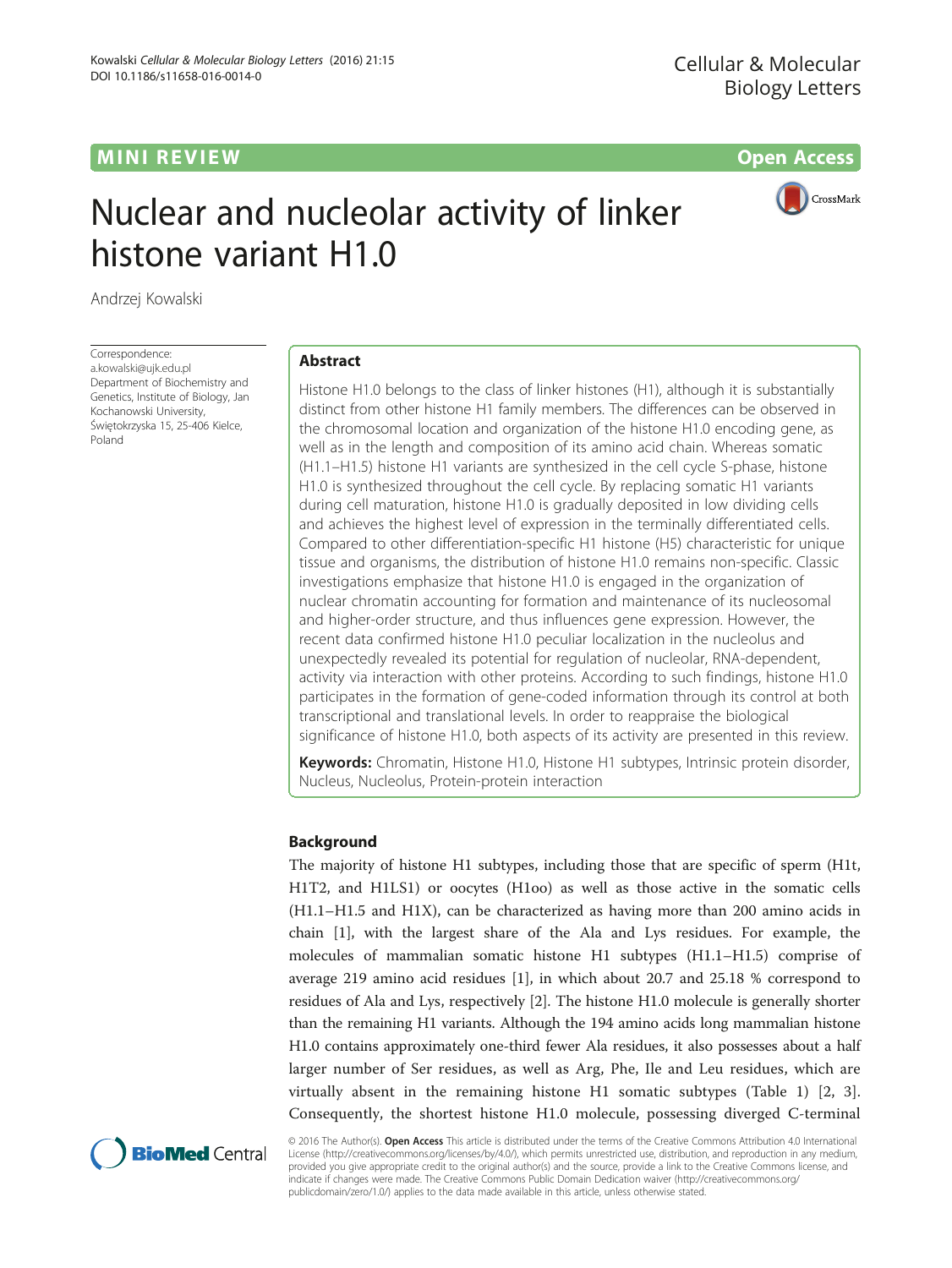MINI REVIEW

Open Access

# Nuclear and nucleolar activity of linker histone variant H1.0

Andrzej Kowalski

Correspondence:
a.kowalski@ujk.edu.pl
Department of Biochemistry and Genetics, Institute of Biology, Jan Kochanowski University, Świętokrzyska 15, 25-406 Kielce, Poland

## Abstract

Histone H1.0 belongs to the class of linker histones (H1), although it is substantially distinct from other histone H1 family members. The differences can be observed in the chromosomal location and organization of the histone H1.0 encoding gene, as well as in the length and composition of its amino acid chain. Whereas somatic (H1.1–H1.5) histone H1 variants are synthesized in the cell cycle S-phase, histone H1.0 is synthesized throughout the cell cycle. By replacing somatic H1 variants during cell maturation, histone H1.0 is gradually deposited in low dividing cells and achieves the highest level of expression in the terminally differentiated cells. Compared to other differentiation-specific H1 histone (H5) characteristic for unique tissue and organisms, the distribution of histone H1.0 remains non-specific. Classic investigations emphasize that histone H1.0 is engaged in the organization of nuclear chromatin accounting for formation and maintenance of its nucleosomal and higher-order structure, and thus influences gene expression. However, the recent data confirmed histone H1.0 peculiar localization in the nucleolus and unexpectedly revealed its potential for regulation of nucleolar, RNA-dependent, activity via interaction with other proteins. According to such findings, histone H1.0 participates in the formation of gene-coded information through its control at both transcriptional and translational levels. In order to reappraise the biological significance of histone H1.0, both aspects of its activity are presented in this review.

**Keywords:** Chromatin, Histone H1.0, Histone H1 subtypes, Intrinsic protein disorder, Nucleus, Nucleolus, Protein-protein interaction

## Background

The majority of histone H1 subtypes, including those that are specific of sperm (H1t, H1T2, and H1LS1) or oocytes (H1oo) as well as those active in the somatic cells (H1.1–H1.5 and H1X), can be characterized as having more than 200 amino acids in chain [1], with the largest share of the Ala and Lys residues. For example, the molecules of mammalian somatic histone H1 subtypes (H1.1–H1.5) comprise of average 219 amino acid residues [1], in which about 20.7 and 25.18 % correspond to residues of Ala and Lys, respectively [2]. The histone H1.0 molecule is generally shorter than the remaining H1 variants. Although the 194 amino acids long mammalian histone H1.0 contains approximately one-third fewer Ala residues, it also possesses about a half larger number of Ser residues, as well as Arg, Phe, Ile and Leu residues, which are virtually absent in the remaining histone H1 somatic subtypes (Table 1) [2, 3]. Consequently, the shortest histone H1.0 molecule, possessing diverged C-terminal

© 2016 The Author(s). **Open Access** This article is distributed under the terms of the Creative Commons Attribution 4.0 International License (http://creativecommons.org/licenses/by/4.0/), which permits unrestricted use, distribution, and reproduction in any medium, provided you give appropriate credit to the original author(s) and the source, provide a link to the Creative Commons license, and indicate if changes were made. The Creative Commons Public Domain Dedication waiver (http://creativecommons.org/publicdomain/zero/1.0/) applies to the data made available in this article, unless otherwise stated.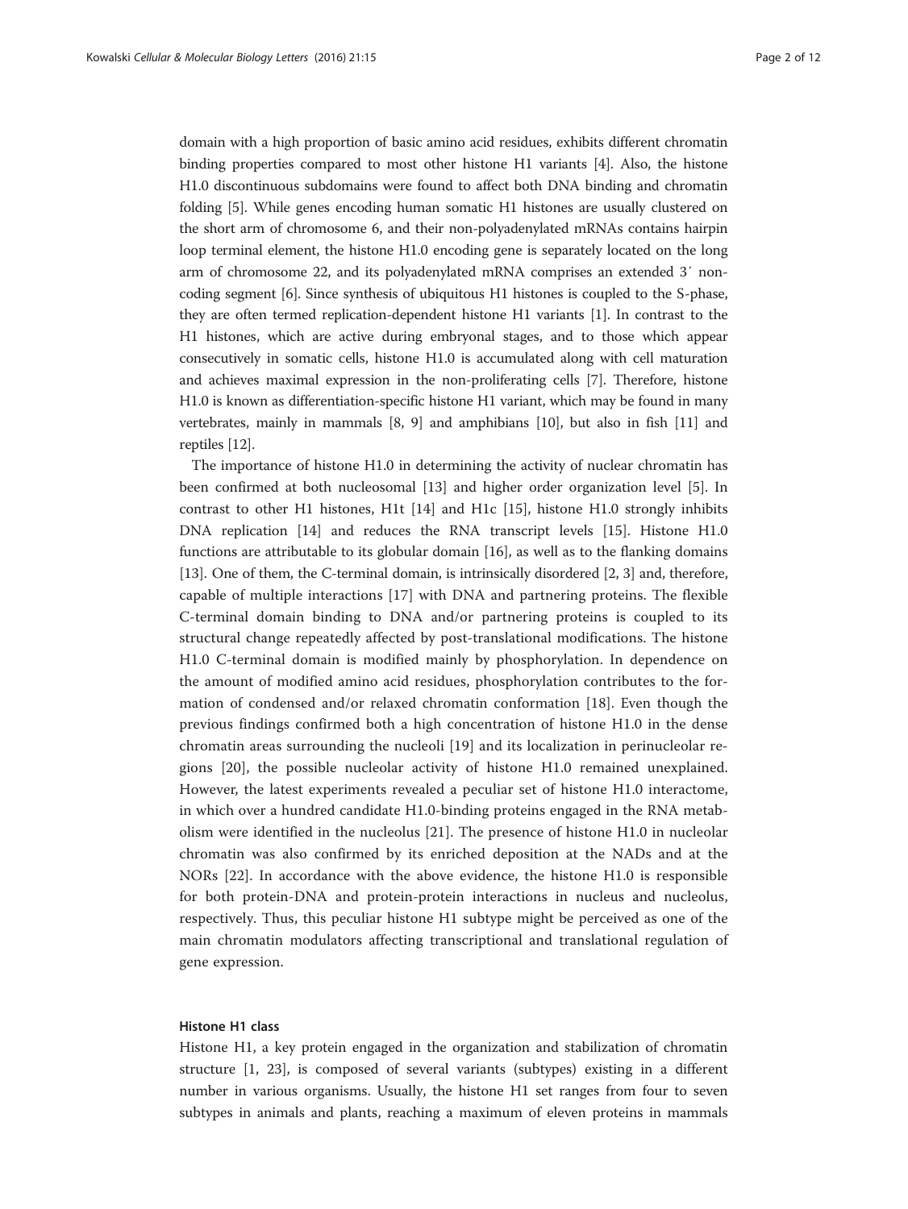domain with a high proportion of basic amino acid residues, exhibits different chromatin binding properties compared to most other histone H1 variants [4]. Also, the histone H1.0 discontinuous subdomains were found to affect both DNA binding and chromatin folding [5]. While genes encoding human somatic H1 histones are usually clustered on the short arm of chromosome 6, and their non-polyadenylated mRNAs contains hairpin loop terminal element, the histone H1.0 encoding gene is separately located on the long arm of chromosome 22, and its polyadenylated mRNA comprises an extended 3′ non-coding segment [6]. Since synthesis of ubiquitous H1 histones is coupled to the S-phase, they are often termed replication-dependent histone H1 variants [1]. In contrast to the H1 histones, which are active during embryonal stages, and to those which appear consecutively in somatic cells, histone H1.0 is accumulated along with cell maturation and achieves maximal expression in the non-proliferating cells [7]. Therefore, histone H1.0 is known as differentiation-specific histone H1 variant, which may be found in many vertebrates, mainly in mammals [8, 9] and amphibians [10], but also in fish [11] and reptiles [12].

The importance of histone H1.0 in determining the activity of nuclear chromatin has been confirmed at both nucleosomal [13] and higher order organization level [5]. In contrast to other H1 histones, H1t [14] and H1c [15], histone H1.0 strongly inhibits DNA replication [14] and reduces the RNA transcript levels [15]. Histone H1.0 functions are attributable to its globular domain [16], as well as to the flanking domains [13]. One of them, the C-terminal domain, is intrinsically disordered [2, 3] and, therefore, capable of multiple interactions [17] with DNA and partnering proteins. The flexible C-terminal domain binding to DNA and/or partnering proteins is coupled to its structural change repeatedly affected by post-translational modifications. The histone H1.0 C-terminal domain is modified mainly by phosphorylation. In dependence on the amount of modified amino acid residues, phosphorylation contributes to the formation of condensed and/or relaxed chromatin conformation [18]. Even though the previous findings confirmed both a high concentration of histone H1.0 in the dense chromatin areas surrounding the nucleoli [19] and its localization in perinucleolar regions [20], the possible nucleolar activity of histone H1.0 remained unexplained. However, the latest experiments revealed a peculiar set of histone H1.0 interactome, in which over a hundred candidate H1.0-binding proteins engaged in the RNA metabolism were identified in the nucleolus [21]. The presence of histone H1.0 in nucleolar chromatin was also confirmed by its enriched deposition at the NADs and at the NORs [22]. In accordance with the above evidence, the histone H1.0 is responsible for both protein-DNA and protein-protein interactions in nucleus and nucleolus, respectively. Thus, this peculiar histone H1 subtype might be perceived as one of the main chromatin modulators affecting transcriptional and translational regulation of gene expression.

## Histone H1 class

Histone H1, a key protein engaged in the organization and stabilization of chromatin structure [1, 23], is composed of several variants (subtypes) existing in a different number in various organisms. Usually, the histone H1 set ranges from four to seven subtypes in animals and plants, reaching a maximum of eleven proteins in mammals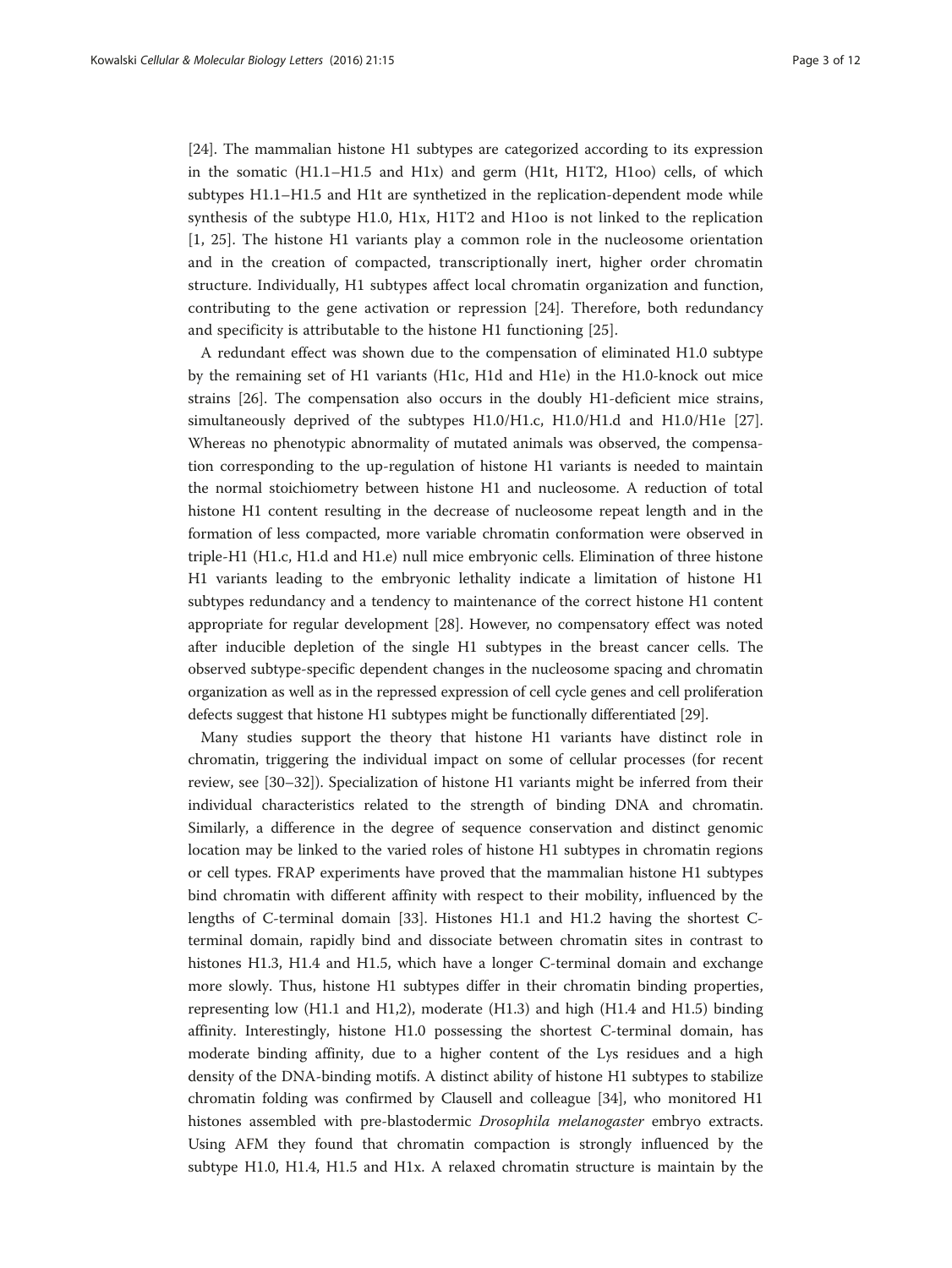[24]. The mammalian histone H1 subtypes are categorized according to its expression in the somatic (H1.1–H1.5 and H1x) and germ (H1t, H1T2, H1oo) cells, of which subtypes H1.1–H1.5 and H1t are synthetized in the replication-dependent mode while synthesis of the subtype H1.0, H1x, H1T2 and H1oo is not linked to the replication [1, 25]. The histone H1 variants play a common role in the nucleosome orientation and in the creation of compacted, transcriptionally inert, higher order chromatin structure. Individually, H1 subtypes affect local chromatin organization and function, contributing to the gene activation or repression [24]. Therefore, both redundancy and specificity is attributable to the histone H1 functioning [25].

A redundant effect was shown due to the compensation of eliminated H1.0 subtype by the remaining set of H1 variants (H1c, H1d and H1e) in the H1.0-knock out mice strains [26]. The compensation also occurs in the doubly H1-deficient mice strains, simultaneously deprived of the subtypes H1.0/H1.c, H1.0/H1.d and H1.0/H1e [27]. Whereas no phenotypic abnormality of mutated animals was observed, the compensation corresponding to the up-regulation of histone H1 variants is needed to maintain the normal stoichiometry between histone H1 and nucleosome. A reduction of total histone H1 content resulting in the decrease of nucleosome repeat length and in the formation of less compacted, more variable chromatin conformation were observed in triple-H1 (H1.c, H1.d and H1.e) null mice embryonic cells. Elimination of three histone H1 variants leading to the embryonic lethality indicate a limitation of histone H1 subtypes redundancy and a tendency to maintenance of the correct histone H1 content appropriate for regular development [28]. However, no compensatory effect was noted after inducible depletion of the single H1 subtypes in the breast cancer cells. The observed subtype-specific dependent changes in the nucleosome spacing and chromatin organization as well as in the repressed expression of cell cycle genes and cell proliferation defects suggest that histone H1 subtypes might be functionally differentiated [29].

Many studies support the theory that histone H1 variants have distinct role in chromatin, triggering the individual impact on some of cellular processes (for recent review, see [30–32]). Specialization of histone H1 variants might be inferred from their individual characteristics related to the strength of binding DNA and chromatin. Similarly, a difference in the degree of sequence conservation and distinct genomic location may be linked to the varied roles of histone H1 subtypes in chromatin regions or cell types. FRAP experiments have proved that the mammalian histone H1 subtypes bind chromatin with different affinity with respect to their mobility, influenced by the lengths of C-terminal domain [33]. Histones H1.1 and H1.2 having the shortest C-terminal domain, rapidly bind and dissociate between chromatin sites in contrast to histones H1.3, H1.4 and H1.5, which have a longer C-terminal domain and exchange more slowly. Thus, histone H1 subtypes differ in their chromatin binding properties, representing low (H1.1 and H1,2), moderate (H1.3) and high (H1.4 and H1.5) binding affinity. Interestingly, histone H1.0 possessing the shortest C-terminal domain, has moderate binding affinity, due to a higher content of the Lys residues and a high density of the DNA-binding motifs. A distinct ability of histone H1 subtypes to stabilize chromatin folding was confirmed by Clausell and colleague [34], who monitored H1 histones assembled with pre-blastodermic *Drosophila melanogaster* embryo extracts. Using AFM they found that chromatin compaction is strongly influenced by the subtype H1.0, H1.4, H1.5 and H1x. A relaxed chromatin structure is maintain by the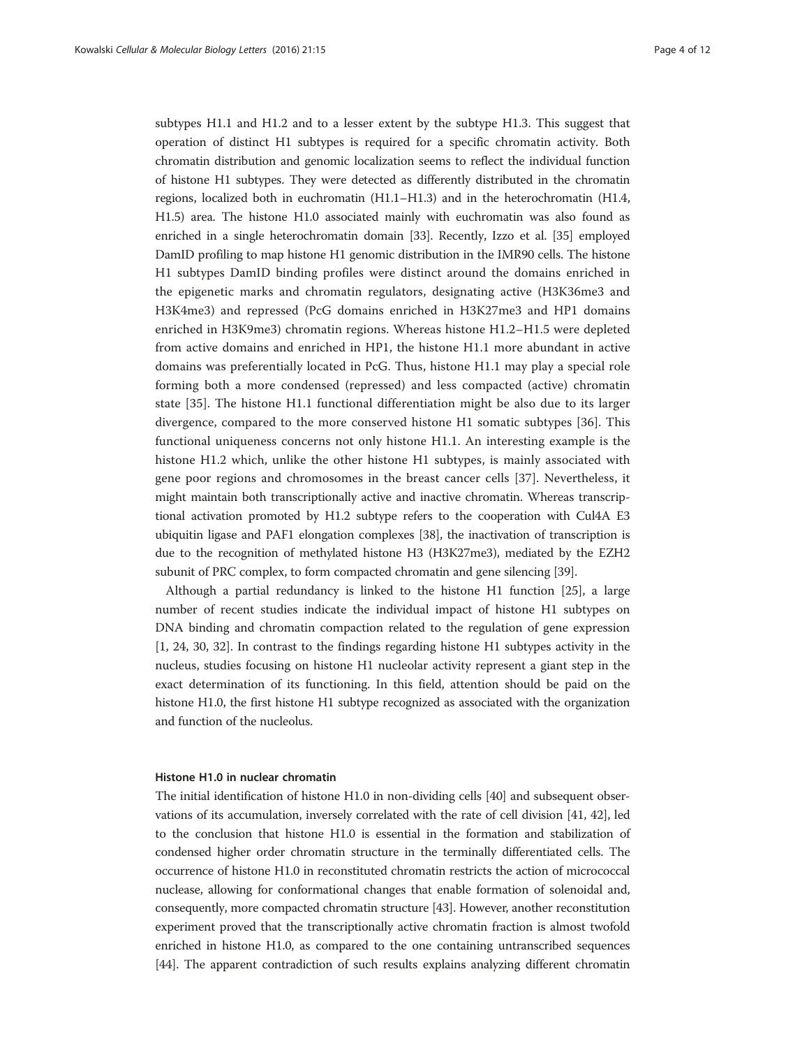subtypes H1.1 and H1.2 and to a lesser extent by the subtype H1.3. This suggest that operation of distinct H1 subtypes is required for a specific chromatin activity. Both chromatin distribution and genomic localization seems to reflect the individual function of histone H1 subtypes. They were detected as differently distributed in the chromatin regions, localized both in euchromatin (H1.1–H1.3) and in the heterochromatin (H1.4, H1.5) area. The histone H1.0 associated mainly with euchromatin was also found as enriched in a single heterochromatin domain [33]. Recently, Izzo et al. [35] employed DamID profiling to map histone H1 genomic distribution in the IMR90 cells. The histone H1 subtypes DamID binding profiles were distinct around the domains enriched in the epigenetic marks and chromatin regulators, designating active (H3K36me3 and H3K4me3) and repressed (PcG domains enriched in H3K27me3 and HP1 domains enriched in H3K9me3) chromatin regions. Whereas histone H1.2–H1.5 were depleted from active domains and enriched in HP1, the histone H1.1 more abundant in active domains was preferentially located in PcG. Thus, histone H1.1 may play a special role forming both a more condensed (repressed) and less compacted (active) chromatin state [35]. The histone H1.1 functional differentiation might be also due to its larger divergence, compared to the more conserved histone H1 somatic subtypes [36]. This functional uniqueness concerns not only histone H1.1. An interesting example is the histone H1.2 which, unlike the other histone H1 subtypes, is mainly associated with gene poor regions and chromosomes in the breast cancer cells [37]. Nevertheless, it might maintain both transcriptionally active and inactive chromatin. Whereas transcriptional activation promoted by H1.2 subtype refers to the cooperation with Cul4A E3 ubiquitin ligase and PAF1 elongation complexes [38], the inactivation of transcription is due to the recognition of methylated histone H3 (H3K27me3), mediated by the EZH2 subunit of PRC complex, to form compacted chromatin and gene silencing [39].

Although a partial redundancy is linked to the histone H1 function [25], a large number of recent studies indicate the individual impact of histone H1 subtypes on DNA binding and chromatin compaction related to the regulation of gene expression [1, 24, 30, 32]. In contrast to the findings regarding histone H1 subtypes activity in the nucleus, studies focusing on histone H1 nucleolar activity represent a giant step in the exact determination of its functioning. In this field, attention should be paid on the histone H1.0, the first histone H1 subtype recognized as associated with the organization and function of the nucleolus.

#### Histone H1.0 in nuclear chromatin

The initial identification of histone H1.0 in non-dividing cells [40] and subsequent observations of its accumulation, inversely correlated with the rate of cell division [41, 42], led to the conclusion that histone H1.0 is essential in the formation and stabilization of condensed higher order chromatin structure in the terminally differentiated cells. The occurrence of histone H1.0 in reconstituted chromatin restricts the action of micrococcal nuclease, allowing for conformational changes that enable formation of solenoidal and, consequently, more compacted chromatin structure [43]. However, another reconstitution experiment proved that the transcriptionally active chromatin fraction is almost twofold enriched in histone H1.0, as compared to the one containing untranscribed sequences [44]. The apparent contradiction of such results explains analyzing different chromatin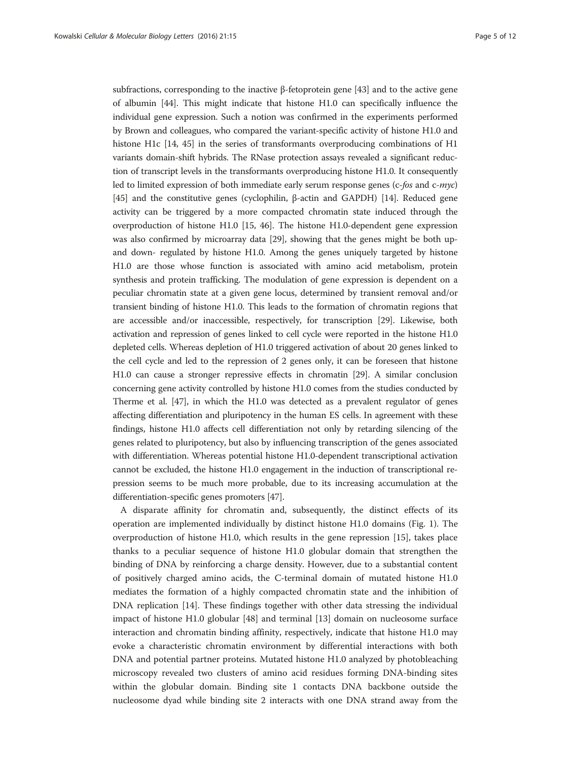subfractions, corresponding to the inactive β-fetoprotein gene [43] and to the active gene of albumin [44]. This might indicate that histone H1.0 can specifically influence the individual gene expression. Such a notion was confirmed in the experiments performed by Brown and colleagues, who compared the variant-specific activity of histone H1.0 and histone H1c [14, 45] in the series of transformants overproducing combinations of H1 variants domain-shift hybrids. The RNase protection assays revealed a significant reduction of transcript levels in the transformants overproducing histone H1.0. It consequently led to limited expression of both immediate early serum response genes (c-*fos* and c-*myc*) [45] and the constitutive genes (cyclophilin, β-actin and GAPDH) [14]. Reduced gene activity can be triggered by a more compacted chromatin state induced through the overproduction of histone H1.0 [15, 46]. The histone H1.0-dependent gene expression was also confirmed by microarray data [29], showing that the genes might be both up- and down- regulated by histone H1.0. Among the genes uniquely targeted by histone H1.0 are those whose function is associated with amino acid metabolism, protein synthesis and protein trafficking. The modulation of gene expression is dependent on a peculiar chromatin state at a given gene locus, determined by transient removal and/or transient binding of histone H1.0. This leads to the formation of chromatin regions that are accessible and/or inaccessible, respectively, for transcription [29]. Likewise, both activation and repression of genes linked to cell cycle were reported in the histone H1.0 depleted cells. Whereas depletion of H1.0 triggered activation of about 20 genes linked to the cell cycle and led to the repression of 2 genes only, it can be foreseen that histone H1.0 can cause a stronger repressive effects in chromatin [29]. A similar conclusion concerning gene activity controlled by histone H1.0 comes from the studies conducted by Therme et al. [47], in which the H1.0 was detected as a prevalent regulator of genes affecting differentiation and pluripotency in the human ES cells. In agreement with these findings, histone H1.0 affects cell differentiation not only by retarding silencing of the genes related to pluripotency, but also by influencing transcription of the genes associated with differentiation. Whereas potential histone H1.0-dependent transcriptional activation cannot be excluded, the histone H1.0 engagement in the induction of transcriptional repression seems to be much more probable, due to its increasing accumulation at the differentiation-specific genes promoters [47].

A disparate affinity for chromatin and, subsequently, the distinct effects of its operation are implemented individually by distinct histone H1.0 domains (Fig. 1). The overproduction of histone H1.0, which results in the gene repression [15], takes place thanks to a peculiar sequence of histone H1.0 globular domain that strengthen the binding of DNA by reinforcing a charge density. However, due to a substantial content of positively charged amino acids, the C-terminal domain of mutated histone H1.0 mediates the formation of a highly compacted chromatin state and the inhibition of DNA replication [14]. These findings together with other data stressing the individual impact of histone H1.0 globular [48] and terminal [13] domain on nucleosome surface interaction and chromatin binding affinity, respectively, indicate that histone H1.0 may evoke a characteristic chromatin environment by differential interactions with both DNA and potential partner proteins. Mutated histone H1.0 analyzed by photobleaching microscopy revealed two clusters of amino acid residues forming DNA-binding sites within the globular domain. Binding site 1 contacts DNA backbone outside the nucleosome dyad while binding site 2 interacts with one DNA strand away from the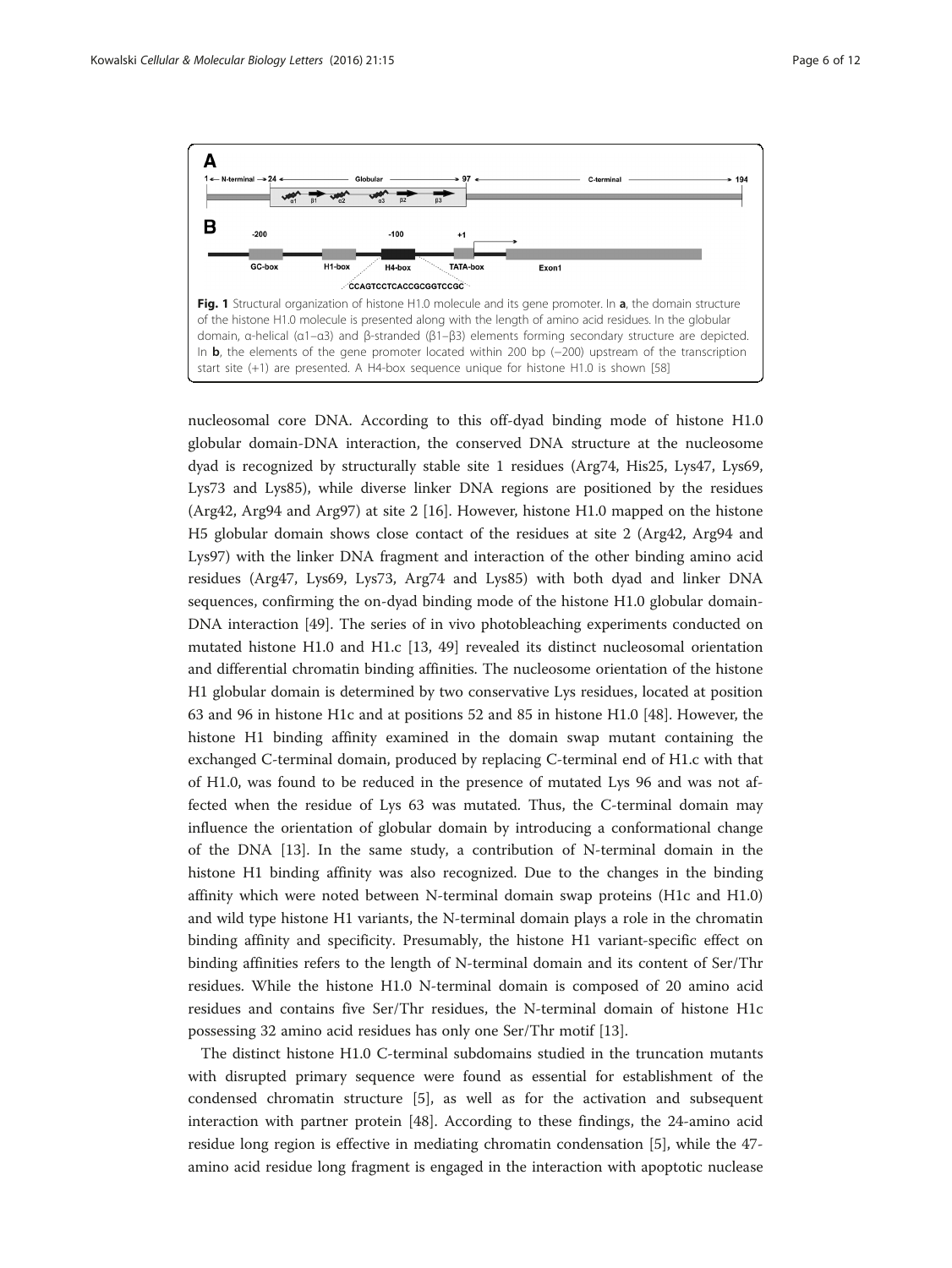**Fig. 1** Structural organization of histone H1.0 molecule and its gene promoter. In **a**, the domain structure of the histone H1.0 molecule is presented along with the length of amino acid residues. In the globular domain, α-helical (α1–α3) and β-stranded (β1–β3) elements forming secondary structure are depicted. In **b**, the elements of the gene promoter located within 200 bp (−200) upstream of the transcription start site (+1) are presented. A H4-box sequence unique for histone H1.0 is shown [58]

nucleosomal core DNA. According to this off-dyad binding mode of histone H1.0 globular domain-DNA interaction, the conserved DNA structure at the nucleosome dyad is recognized by structurally stable site 1 residues (Arg74, His25, Lys47, Lys69, Lys73 and Lys85), while diverse linker DNA regions are positioned by the residues (Arg42, Arg94 and Arg97) at site 2 [16]. However, histone H1.0 mapped on the histone H5 globular domain shows close contact of the residues at site 2 (Arg42, Arg94 and Lys97) with the linker DNA fragment and interaction of the other binding amino acid residues (Arg47, Lys69, Lys73, Arg74 and Lys85) with both dyad and linker DNA sequences, confirming the on-dyad binding mode of the histone H1.0 globular domain-DNA interaction [49]. The series of in vivo photobleaching experiments conducted on mutated histone H1.0 and H1.c [13, 49] revealed its distinct nucleosomal orientation and differential chromatin binding affinities. The nucleosome orientation of the histone H1 globular domain is determined by two conservative Lys residues, located at position 63 and 96 in histone H1c and at positions 52 and 85 in histone H1.0 [48]. However, the histone H1 binding affinity examined in the domain swap mutant containing the exchanged C-terminal domain, produced by replacing C-terminal end of H1.c with that of H1.0, was found to be reduced in the presence of mutated Lys 96 and was not affected when the residue of Lys 63 was mutated. Thus, the C-terminal domain may influence the orientation of globular domain by introducing a conformational change of the DNA [13]. In the same study, a contribution of N-terminal domain in the histone H1 binding affinity was also recognized. Due to the changes in the binding affinity which were noted between N-terminal domain swap proteins (H1c and H1.0) and wild type histone H1 variants, the N-terminal domain plays a role in the chromatin binding affinity and specificity. Presumably, the histone H1 variant-specific effect on binding affinities refers to the length of N-terminal domain and its content of Ser/Thr residues. While the histone H1.0 N-terminal domain is composed of 20 amino acid residues and contains five Ser/Thr residues, the N-terminal domain of histone H1c possessing 32 amino acid residues has only one Ser/Thr motif [13].

The distinct histone H1.0 C-terminal subdomains studied in the truncation mutants with disrupted primary sequence were found as essential for establishment of the condensed chromatin structure [5], as well as for the activation and subsequent interaction with partner protein [48]. According to these findings, the 24-amino acid residue long region is effective in mediating chromatin condensation [5], while the 47-amino acid residue long fragment is engaged in the interaction with apoptotic nuclease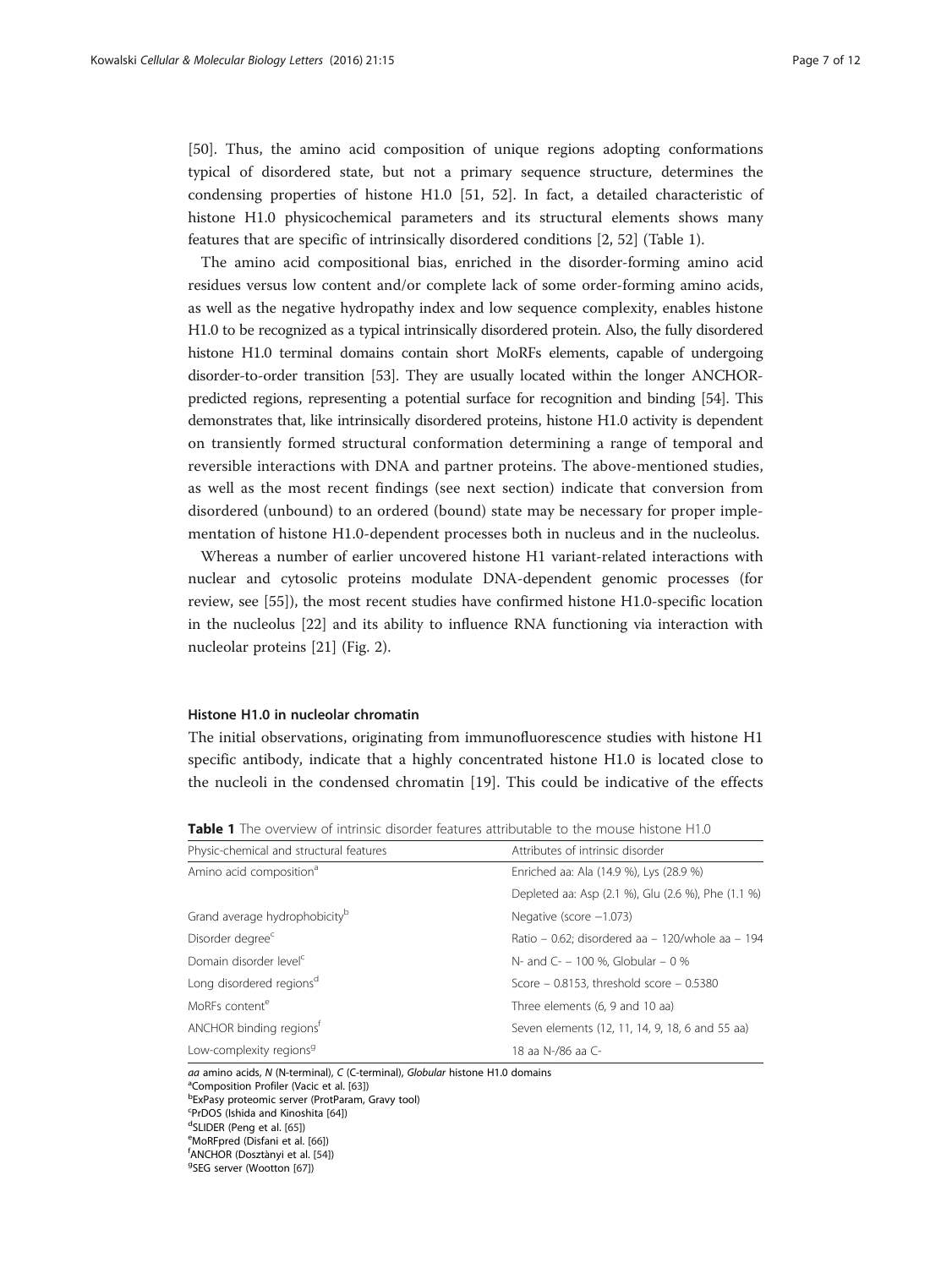[50]. Thus, the amino acid composition of unique regions adopting conformations typical of disordered state, but not a primary sequence structure, determines the condensing properties of histone H1.0 [51, 52]. In fact, a detailed characteristic of histone H1.0 physicochemical parameters and its structural elements shows many features that are specific of intrinsically disordered conditions [2, 52] (Table 1).

The amino acid compositional bias, enriched in the disorder-forming amino acid residues versus low content and/or complete lack of some order-forming amino acids, as well as the negative hydropathy index and low sequence complexity, enables histone H1.0 to be recognized as a typical intrinsically disordered protein. Also, the fully disordered histone H1.0 terminal domains contain short MoRFs elements, capable of undergoing disorder-to-order transition [53]. They are usually located within the longer ANCHOR-predicted regions, representing a potential surface for recognition and binding [54]. This demonstrates that, like intrinsically disordered proteins, histone H1.0 activity is dependent on transiently formed structural conformation determining a range of temporal and reversible interactions with DNA and partner proteins. The above-mentioned studies, as well as the most recent findings (see next section) indicate that conversion from disordered (unbound) to an ordered (bound) state may be necessary for proper implementation of histone H1.0-dependent processes both in nucleus and in the nucleolus.

Whereas a number of earlier uncovered histone H1 variant-related interactions with nuclear and cytosolic proteins modulate DNA-dependent genomic processes (for review, see [55]), the most recent studies have confirmed histone H1.0-specific location in the nucleolus [22] and its ability to influence RNA functioning via interaction with nucleolar proteins [21] (Fig. 2).

### Histone H1.0 in nucleolar chromatin

The initial observations, originating from immunofluorescence studies with histone H1 specific antibody, indicate that a highly concentrated histone H1.0 is located close to the nucleoli in the condensed chromatin [19]. This could be indicative of the effects

**Table 1** The overview of intrinsic disorder features attributable to the mouse histone H1.0

| Physic-chemical and structural features | Attributes of intrinsic disorder |
| --- | --- |
| Amino acid composition[a] | Enriched aa: Ala (14.9 %), Lys (28.9 %) |
| | Depleted aa: Asp (2.1 %), Glu (2.6 %), Phe (1.1 %) |
| Grand average hydrophobicity[b] | Negative (score −1.073) |
| Disorder degree[c] | Ratio – 0.62; disordered aa – 120/whole aa – 194 |
| Domain disorder level[c] | N- and C- – 100 %, Globular – 0 % |
| Long disordered regions[d] | Score – 0.8153, threshold score – 0.5380 |
| MoRFs content[e] | Three elements (6, 9 and 10 aa) |
| ANCHOR binding regions[f] | Seven elements (12, 11, 14, 9, 18, 6 and 55 aa) |
| Low-complexity regions[g] | 18 aa N-/86 aa C- |

*aa* amino acids, *N* (N-terminal), *C* (C-terminal), *Globular* histone H1.0 domains
[a]Composition Profiler (Vacic et al. [63])
[b]ExPasy proteomic server (ProtParam, Gravy tool)
[c]PrDOS (Ishida and Kinoshita [64])
[d]SLIDER (Peng et al. [65])
[e]MoRFpred (Disfani et al. [66])
[f]ANCHOR (Dosztànyi et al. [54])
[g]SEG server (Wootton [67])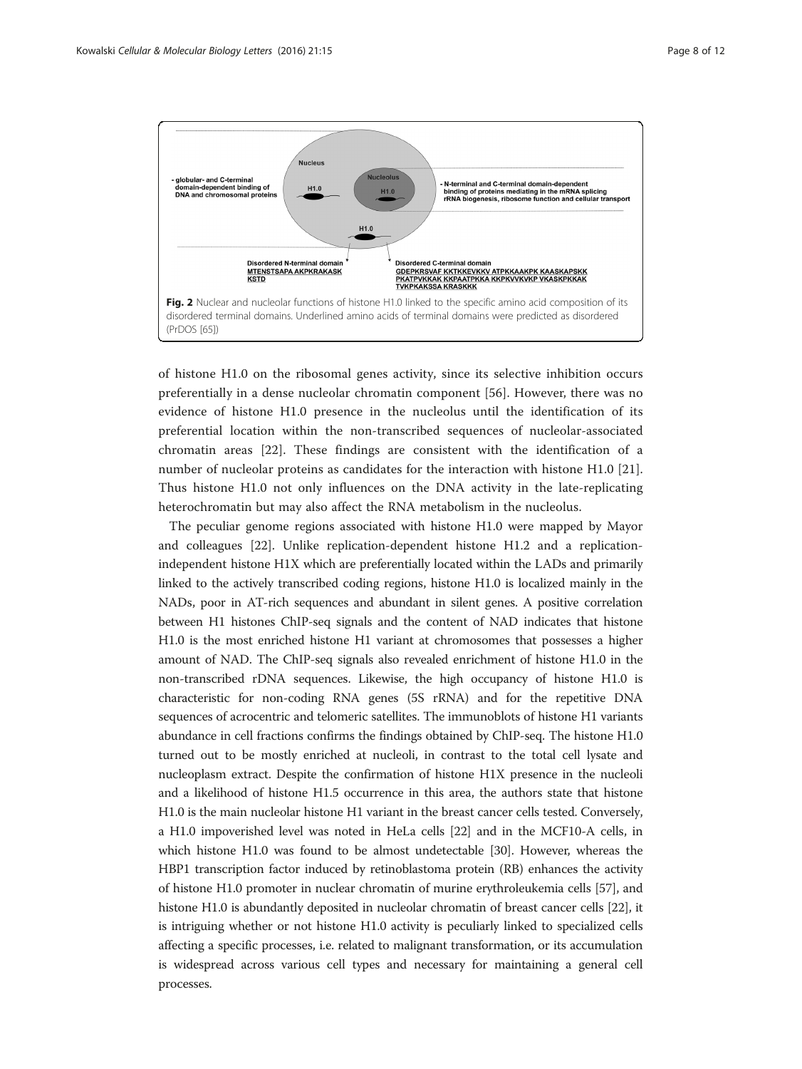- globular- and C-terminal domain-dependent binding of DNA and chromosomal proteins

- N-terminal and C-terminal domain-dependent binding of proteins mediating in the mRNA splicing rRNA biogenesis, ribosome function and cellular transport

Disordered N-terminal domain
MTENSTSAPA AKPKRAKASK KSTD

Disordered C-terminal domain
GDEPKRSVAF KKTKKEVKKV ATPKKAAKPK KAASKAPSKK PKATPVKKAK KKPAATPKKA KKPKVVKVKP VKASKPKKAK TVKPKAKSSA KRASKKK

**Fig. 2** Nuclear and nucleolar functions of histone H1.0 linked to the specific amino acid composition of its disordered terminal domains. Underlined amino acids of terminal domains were predicted as disordered (PrDOS [65])

of histone H1.0 on the ribosomal genes activity, since its selective inhibition occurs preferentially in a dense nucleolar chromatin component [56]. However, there was no evidence of histone H1.0 presence in the nucleolus until the identification of its preferential location within the non-transcribed sequences of nucleolar-associated chromatin areas [22]. These findings are consistent with the identification of a number of nucleolar proteins as candidates for the interaction with histone H1.0 [21]. Thus histone H1.0 not only influences on the DNA activity in the late-replicating heterochromatin but may also affect the RNA metabolism in the nucleolus.

The peculiar genome regions associated with histone H1.0 were mapped by Mayor and colleagues [22]. Unlike replication-dependent histone H1.2 and a replication-independent histone H1X which are preferentially located within the LADs and primarily linked to the actively transcribed coding regions, histone H1.0 is localized mainly in the NADs, poor in AT-rich sequences and abundant in silent genes. A positive correlation between H1 histones ChIP-seq signals and the content of NAD indicates that histone H1.0 is the most enriched histone H1 variant at chromosomes that possesses a higher amount of NAD. The ChIP-seq signals also revealed enrichment of histone H1.0 in the non-transcribed rDNA sequences. Likewise, the high occupancy of histone H1.0 is characteristic for non-coding RNA genes (5S rRNA) and for the repetitive DNA sequences of acrocentric and telomeric satellites. The immunoblots of histone H1 variants abundance in cell fractions confirms the findings obtained by ChIP-seq. The histone H1.0 turned out to be mostly enriched at nucleoli, in contrast to the total cell lysate and nucleoplasm extract. Despite the confirmation of histone H1X presence in the nucleoli and a likelihood of histone H1.5 occurrence in this area, the authors state that histone H1.0 is the main nucleolar histone H1 variant in the breast cancer cells tested. Conversely, a H1.0 impoverished level was noted in HeLa cells [22] and in the MCF10-A cells, in which histone H1.0 was found to be almost undetectable [30]. However, whereas the HBP1 transcription factor induced by retinoblastoma protein (RB) enhances the activity of histone H1.0 promoter in nuclear chromatin of murine erythroleukemia cells [57], and histone H1.0 is abundantly deposited in nucleolar chromatin of breast cancer cells [22], it is intriguing whether or not histone H1.0 activity is peculiarly linked to specialized cells affecting a specific processes, i.e. related to malignant transformation, or its accumulation is widespread across various cell types and necessary for maintaining a general cell processes.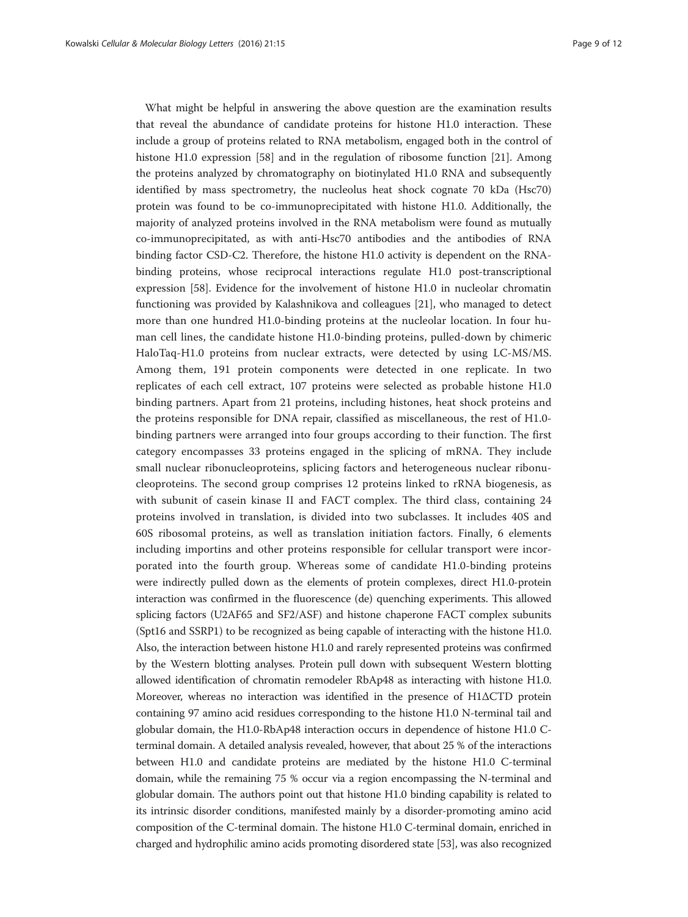What might be helpful in answering the above question are the examination results that reveal the abundance of candidate proteins for histone H1.0 interaction. These include a group of proteins related to RNA metabolism, engaged both in the control of histone H1.0 expression [58] and in the regulation of ribosome function [21]. Among the proteins analyzed by chromatography on biotinylated H1.0 RNA and subsequently identified by mass spectrometry, the nucleolus heat shock cognate 70 kDa (Hsc70) protein was found to be co-immunoprecipitated with histone H1.0. Additionally, the majority of analyzed proteins involved in the RNA metabolism were found as mutually co-immunoprecipitated, as with anti-Hsc70 antibodies and the antibodies of RNA binding factor CSD-C2. Therefore, the histone H1.0 activity is dependent on the RNA-binding proteins, whose reciprocal interactions regulate H1.0 post-transcriptional expression [58]. Evidence for the involvement of histone H1.0 in nucleolar chromatin functioning was provided by Kalashnikova and colleagues [21], who managed to detect more than one hundred H1.0-binding proteins at the nucleolar location. In four human cell lines, the candidate histone H1.0-binding proteins, pulled-down by chimeric HaloTaq-H1.0 proteins from nuclear extracts, were detected by using LC-MS/MS. Among them, 191 protein components were detected in one replicate. In two replicates of each cell extract, 107 proteins were selected as probable histone H1.0 binding partners. Apart from 21 proteins, including histones, heat shock proteins and the proteins responsible for DNA repair, classified as miscellaneous, the rest of H1.0-binding partners were arranged into four groups according to their function. The first category encompasses 33 proteins engaged in the splicing of mRNA. They include small nuclear ribonucleoproteins, splicing factors and heterogeneous nuclear ribonucleoproteins. The second group comprises 12 proteins linked to rRNA biogenesis, as with subunit of casein kinase II and FACT complex. The third class, containing 24 proteins involved in translation, is divided into two subclasses. It includes 40S and 60S ribosomal proteins, as well as translation initiation factors. Finally, 6 elements including importins and other proteins responsible for cellular transport were incorporated into the fourth group. Whereas some of candidate H1.0-binding proteins were indirectly pulled down as the elements of protein complexes, direct H1.0-protein interaction was confirmed in the fluorescence (de) quenching experiments. This allowed splicing factors (U2AF65 and SF2/ASF) and histone chaperone FACT complex subunits (Spt16 and SSRP1) to be recognized as being capable of interacting with the histone H1.0. Also, the interaction between histone H1.0 and rarely represented proteins was confirmed by the Western blotting analyses. Protein pull down with subsequent Western blotting allowed identification of chromatin remodeler RbAp48 as interacting with histone H1.0. Moreover, whereas no interaction was identified in the presence of H1ΔCTD protein containing 97 amino acid residues corresponding to the histone H1.0 N-terminal tail and globular domain, the H1.0-RbAp48 interaction occurs in dependence of histone H1.0 C-terminal domain. A detailed analysis revealed, however, that about 25 % of the interactions between H1.0 and candidate proteins are mediated by the histone H1.0 C-terminal domain, while the remaining 75 % occur via a region encompassing the N-terminal and globular domain. The authors point out that histone H1.0 binding capability is related to its intrinsic disorder conditions, manifested mainly by a disorder-promoting amino acid composition of the C-terminal domain. The histone H1.0 C-terminal domain, enriched in charged and hydrophilic amino acids promoting disordered state [53], was also recognized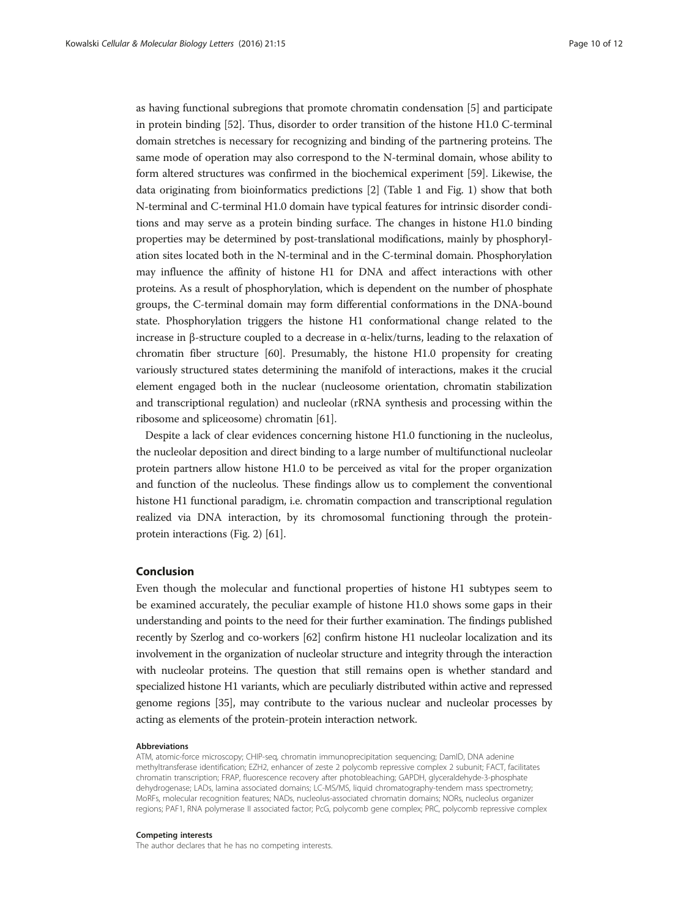as having functional subregions that promote chromatin condensation [5] and participate in protein binding [52]. Thus, disorder to order transition of the histone H1.0 C-terminal domain stretches is necessary for recognizing and binding of the partnering proteins. The same mode of operation may also correspond to the N-terminal domain, whose ability to form altered structures was confirmed in the biochemical experiment [59]. Likewise, the data originating from bioinformatics predictions [2] (Table 1 and Fig. 1) show that both N-terminal and C-terminal H1.0 domain have typical features for intrinsic disorder conditions and may serve as a protein binding surface. The changes in histone H1.0 binding properties may be determined by post-translational modifications, mainly by phosphorylation sites located both in the N-terminal and in the C-terminal domain. Phosphorylation may influence the affinity of histone H1 for DNA and affect interactions with other proteins. As a result of phosphorylation, which is dependent on the number of phosphate groups, the C-terminal domain may form differential conformations in the DNA-bound state. Phosphorylation triggers the histone H1 conformational change related to the increase in β-structure coupled to a decrease in α-helix/turns, leading to the relaxation of chromatin fiber structure [60]. Presumably, the histone H1.0 propensity for creating variously structured states determining the manifold of interactions, makes it the crucial element engaged both in the nuclear (nucleosome orientation, chromatin stabilization and transcriptional regulation) and nucleolar (rRNA synthesis and processing within the ribosome and spliceosome) chromatin [61].

Despite a lack of clear evidences concerning histone H1.0 functioning in the nucleolus, the nucleolar deposition and direct binding to a large number of multifunctional nucleolar protein partners allow histone H1.0 to be perceived as vital for the proper organization and function of the nucleolus. These findings allow us to complement the conventional histone H1 functional paradigm, i.e. chromatin compaction and transcriptional regulation realized via DNA interaction, by its chromosomal functioning through the protein-protein interactions (Fig. 2) [61].

## Conclusion

Even though the molecular and functional properties of histone H1 subtypes seem to be examined accurately, the peculiar example of histone H1.0 shows some gaps in their understanding and points to the need for their further examination. The findings published recently by Szerlog and co-workers [62] confirm histone H1 nucleolar localization and its involvement in the organization of nucleolar structure and integrity through the interaction with nucleolar proteins. The question that still remains open is whether standard and specialized histone H1 variants, which are peculiarly distributed within active and repressed genome regions [35], may contribute to the various nuclear and nucleolar processes by acting as elements of the protein-protein interaction network.

#### Abbreviations

ATM, atomic-force microscopy; CHIP-seq, chromatin immunoprecipitation sequencing; DamID, DNA adenine methyltransferase identification; EZH2, enhancer of zeste 2 polycomb repressive complex 2 subunit; FACT, facilitates chromatin transcription; FRAP, fluorescence recovery after photobleaching; GAPDH, glyceraldehyde-3-phosphate dehydrogenase; LADs, lamina associated domains; LC-MS/MS, liquid chromatography-tendem mass spectrometry; MoRFs, molecular recognition features; NADs, nucleolus-associated chromatin domains; NORs, nucleolus organizer regions; PAF1, RNA polymerase II associated factor; PcG, polycomb gene complex; PRC, polycomb repressive complex

#### Competing interests

The author declares that he has no competing interests.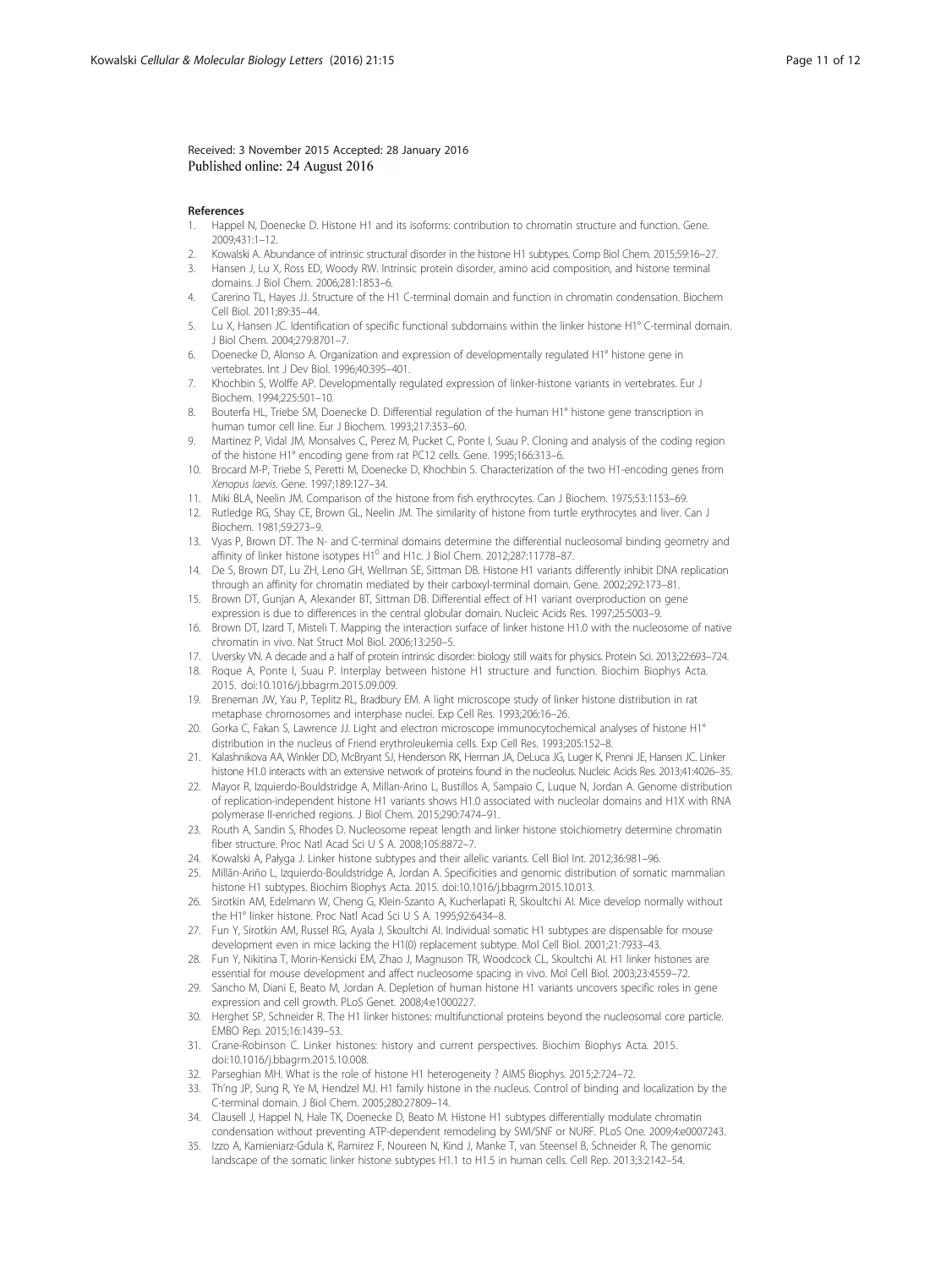Received: 3 November 2015 Accepted: 28 January 2016
Published online: 24 August 2016

#### References

1. Happel N, Doenecke D. Histone H1 and its isoforms: contribution to chromatin structure and function. Gene. 2009;431:1–12.
2. Kowalski A. Abundance of intrinsic structural disorder in the histone H1 subtypes. Comp Biol Chem. 2015;59:16–27.
3. Hansen J, Lu X, Ross ED, Woody RW. Intrinsic protein disorder, amino acid composition, and histone terminal domains. J Biol Chem. 2006;281:1853–6.
4. Carerino TL, Hayes JJ. Structure of the H1 C-terminal domain and function in chromatin condensation. Biochem Cell Biol. 2011;89:35–44.
5. Lu X, Hansen JC. Identification of specific functional subdomains within the linker histone H1° C-terminal domain. J Biol Chem. 2004;279:8701–7.
6. Doenecke D, Alonso A. Organization and expression of developmentally regulated H1° histone gene in vertebrates. Int J Dev Biol. 1996;40:395–401.
7. Khochbin S, Wolffe AP. Developmentally regulated expression of linker-histone variants in vertebrates. Eur J Biochem. 1994;225:501–10.
8. Bouterfa HL, Triebe SM, Doenecke D. Differential regulation of the human H1° histone gene transcription in human tumor cell line. Eur J Biochem. 1993;217:353–60.
9. Martinez P, Vidal JM, Monsalves C, Perez M, Pucket C, Ponte I, Suau P. Cloning and analysis of the coding region of the histone H1° encoding gene from rat PC12 cells. Gene. 1995;166:313–6.
10. Brocard M-P, Triebe S, Peretti M, Doenecke D, Khochbin S. Characterization of the two H1-encoding genes from *Xenopus laevis*. Gene. 1997;189:127–34.
11. Miki BLA, Neelin JM. Comparison of the histone from fish erythrocytes. Can J Biochem. 1975;53:1153–69.
12. Rutledge RG, Shay CE, Brown GL, Neelin JM. The similarity of histone from turtle erythrocytes and liver. Can J Biochem. 1981;59:273–9.
13. Vyas P, Brown DT. The N- and C-terminal domains determine the differential nucleosomal binding geometry and affinity of linker histone isotypes $H1^0$ and H1c. J Biol Chem. 2012;287:11778–87.
14. De S, Brown DT, Lu ZH, Leno GH, Wellman SE, Sittman DB. Histone H1 variants differently inhibit DNA replication through an affinity for chromatin mediated by their carboxyl-terminal domain. Gene. 2002;292:173–81.
15. Brown DT, Gunjan A, Alexander BT, Sittman DB. Differential effect of H1 variant overproduction on gene expression is due to differences in the central globular domain. Nucleic Acids Res. 1997;25:5003–9.
16. Brown DT, Izard T, Misteli T. Mapping the interaction surface of linker histone H1.0 with the nucleosome of native chromatin in vivo. Nat Struct Mol Biol. 2006;13:250–5.
17. Uversky VN. A decade and a half of protein intrinsic disorder: biology still waits for physics. Protein Sci. 2013;22:693–724.
18. Roque A, Ponte I, Suau P. Interplay between histone H1 structure and function. Biochim Biophys Acta. 2015. doi:10.1016/j.bbagrm.2015.09.009.
19. Breneman JW, Yau P, Teplitz RL, Bradbury EM. A light microscope study of linker histone distribution in rat metaphase chromosomes and interphase nuclei. Exp Cell Res. 1993;206:16–26.
20. Gorka C, Fakan S, Lawrence JJ. Light and electron microscope immunocytochemical analyses of histone H1° distribution in the nucleus of Friend erythroleukemia cells. Exp Cell Res. 1993;205:152–8.
21. Kalashnikova AA, Winkler DD, McBryant SJ, Henderson RK, Herman JA, DeLuca JG, Luger K, Prenni JE, Hansen JC. Linker histone H1.0 interacts with an extensive network of proteins found in the nucleolus. Nucleic Acids Res. 2013;41:4026–35.
22. Mayor R, Izquierdo-Bouldstridge A, Millan-Arino L, Bustillos A, Sampaio C, Luque N, Jordan A. Genome distribution of replication-independent histone H1 variants shows H1.0 associated with nucleolar domains and H1X with RNA polymerase II-enriched regions. J Biol Chem. 2015;290:7474–91.
23. Routh A, Sandin S, Rhodes D. Nucleosome repeat length and linker histone stoichiometry determine chromatin fiber structure. Proc Natl Acad Sci U S A. 2008;105:8872–7.
24. Kowalski A, Pałyga J. Linker histone subtypes and their allelic variants. Cell Biol Int. 2012;36:981–96.
25. Millán-Ariño L, Izquierdo-Bouldstridge A, Jordan A. Specificities and genomic distribution of somatic mammalian histone H1 subtypes. Biochim Biophys Acta. 2015. doi:10.1016/j.bbagrm.2015.10.013.
26. Sirotkin AM, Edelmann W, Cheng G, Klein-Szanto A, Kucherlapati R, Skoultchi AI. Mice develop normally without the H1° linker histone. Proc Natl Acad Sci U S A. 1995;92:6434–8.
27. Fun Y, Sirotkin AM, Russel RG, Ayala J, Skoultchi AI. Individual somatic H1 subtypes are dispensable for mouse development even in mice lacking the H1(0) replacement subtype. Mol Cell Biol. 2001;21:7933–43.
28. Fun Y, Nikitina T, Morin-Kensicki EM, Zhao J, Magnuson TR, Woodcock CL, Skoultchi AI. H1 linker histones are essential for mouse development and affect nucleosome spacing in vivo. Mol Cell Biol. 2003;23:4559–72.
29. Sancho M, Diani E, Beato M, Jordan A. Depletion of human histone H1 variants uncovers specific roles in gene expression and cell growth. PLoS Genet. 2008;4:e1000227.
30. Herghet SP, Schneider R. The H1 linker histones: multifunctional proteins beyond the nucleosomal core particle. EMBO Rep. 2015;16:1439–53.
31. Crane-Robinson C. Linker histones: history and current perspectives. Biochim Biophys Acta. 2015. doi:10.1016/j.bbagrm.2015.10.008.
32. Parseghian MH. What is the role of histone H1 heterogeneity ? AIMS Biophys. 2015;2:724–72.
33. Th'ng JP, Sung R, Ye M, Hendzel MJ. H1 family histone in the nucleus. Control of binding and localization by the C-terminal domain. J Biol Chem. 2005;280:27809–14.
34. Clausell J, Happel N, Hale TK, Doenecke D, Beato M. Histone H1 subtypes differentially modulate chromatin condensation without preventing ATP-dependent remodeling by SWI/SNF or NURF. PLoS One. 2009;4:e0007243.
35. Izzo A, Kamieniarz-Gdula K, Ramirez F, Noureen N, Kind J, Manke T, van Steensel B, Schneider R. The genomic landscape of the somatic linker histone subtypes H1.1 to H1.5 in human cells. Cell Rep. 2013;3:2142–54.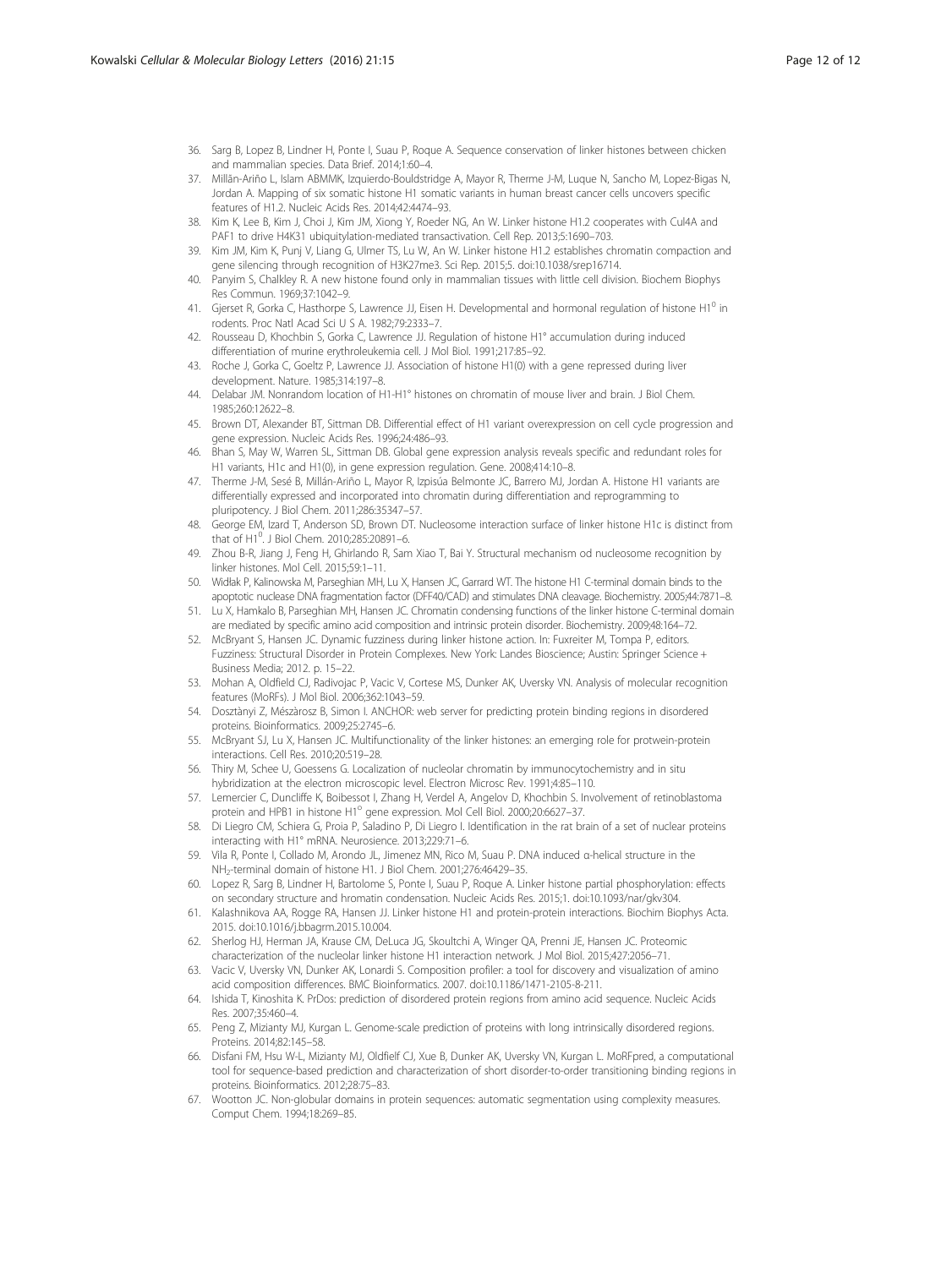36. Sarg B, Lopez B, Lindner H, Ponte I, Suau P, Roque A. Sequence conservation of linker histones between chicken and mammalian species. Data Brief. 2014;1:60–4.
37. Millán-Ariño L, Islam ABMMK, Izquierdo-Bouldstridge A, Mayor R, Therme J-M, Luque N, Sancho M, Lopez-Bigas N, Jordan A. Mapping of six somatic histone H1 somatic variants in human breast cancer cells uncovers specific features of H1.2. Nucleic Acids Res. 2014;42:4474–93.
38. Kim K, Lee B, Kim J, Choi J, Kim JM, Xiong Y, Roeder NG, An W. Linker histone H1.2 cooperates with Cul4A and PAF1 to drive H4K31 ubiquitylation-mediated transactivation. Cell Rep. 2013;5:1690–703.
39. Kim JM, Kim K, Punj V, Liang G, Ulmer TS, Lu W, An W. Linker histone H1.2 establishes chromatin compaction and gene silencing through recognition of H3K27me3. Sci Rep. 2015;5. doi:10.1038/srep16714.
40. Panyim S, Chalkley R. A new histone found only in mammalian tissues with little cell division. Biochem Biophys Res Commun. 1969;37:1042–9.
41. Gjerset R, Gorka C, Hasthorpe S, Lawrence JJ, Eisen H. Developmental and hormonal regulation of histone $H1^0$ in rodents. Proc Natl Acad Sci U S A. 1982;79:2333–7.
42. Rousseau D, Khochbin S, Gorka C, Lawrence JJ. Regulation of histone H1° accumulation during induced differentiation of murine erythroleukemia cell. J Mol Biol. 1991;217:85–92.
43. Roche J, Gorka C, Goeltz P, Lawrence JJ. Association of histone H1(0) with a gene repressed during liver development. Nature. 1985;314:197–8.
44. Delabar JM. Nonrandom location of H1-H1° histones on chromatin of mouse liver and brain. J Biol Chem. 1985;260:12622–8.
45. Brown DT, Alexander BT, Sittman DB. Differential effect of H1 variant overexpression on cell cycle progression and gene expression. Nucleic Acids Res. 1996;24:486–93.
46. Bhan S, May W, Warren SL, Sittman DB. Global gene expression analysis reveals specific and redundant roles for H1 variants, H1c and H1(0), in gene expression regulation. Gene. 2008;414:10–8.
47. Therme J-M, Sesé B, Millán-Ariño L, Mayor R, Izpisúa Belmonte JC, Barrero MJ, Jordan A. Histone H1 variants are differentially expressed and incorporated into chromatin during differentiation and reprogramming to pluripotency. J Biol Chem. 2011;286:35347–57.
48. George EM, Izard T, Anderson SD, Brown DT. Nucleosome interaction surface of linker histone H1c is distinct from that of $H1^0$. J Biol Chem. 2010;285:20891–6.
49. Zhou B-R, Jiang J, Feng H, Ghirlando R, Sam Xiao T, Bai Y. Structural mechanism od nucleosome recognition by linker histones. Mol Cell. 2015;59:1–11.
50. Widłak P, Kalinowska M, Parseghian MH, Lu X, Hansen JC, Garrard WT. The histone H1 C-terminal domain binds to the apoptotic nuclease DNA fragmentation factor (DFF40/CAD) and stimulates DNA cleavage. Biochemistry. 2005;44:7871–8.
51. Lu X, Hamkalo B, Parseghian MH, Hansen JC. Chromatin condensing functions of the linker histone C-terminal domain are mediated by specific amino acid composition and intrinsic protein disorder. Biochemistry. 2009;48:164–72.
52. McBryant S, Hansen JC. Dynamic fuzziness during linker histone action. In: Fuxreiter M, Tompa P, editors. Fuzziness: Structural Disorder in Protein Complexes. New York: Landes Bioscience; Austin: Springer Science + Business Media; 2012. p. 15–22.
53. Mohan A, Oldfield CJ, Radivojac P, Vacic V, Cortese MS, Dunker AK, Uversky VN. Analysis of molecular recognition features (MoRFs). J Mol Biol. 2006;362:1043–59.
54. Dosztànyi Z, Mészàrosz B, Simon I. ANCHOR: web server for predicting protein binding regions in disordered proteins. Bioinformatics. 2009;25:2745–6.
55. McBryant SJ, Lu X, Hansen JC. Multifunctionality of the linker histones: an emerging role for protwein-protein interactions. Cell Res. 2010;20:519–28.
56. Thiry M, Schee U, Goessens G. Localization of nucleolar chromatin by immunocytochemistry and in situ hybridization at the electron microscopic level. Electron Microsc Rev. 1991;4:85–110.
57. Lemercier C, Duncliffe K, Boibessot I, Zhang H, Verdel A, Angelov D, Khochbin S. Involvement of retinoblastoma protein and HPB1 in histone H1° gene expression. Mol Cell Biol. 2000;20:6627–37.
58. Di Liegro CM, Schiera G, Proia P, Saladino P, Di Liegro I. Identification in the rat brain of a set of nuclear proteins interacting with H1° mRNA. Neuroscience. 2013;229:71–6.
59. Vila R, Ponte I, Collado M, Arondo JL, Jimenez MN, Rico M, Suau P. DNA induced α-helical structure in the $NH_2$-terminal domain of histone H1. J Biol Chem. 2001;276:46429–35.
60. Lopez R, Sarg B, Lindner H, Bartolome S, Ponte I, Suau P, Roque A. Linker histone partial phosphorylation: effects on secondary structure and hromatin condensation. Nucleic Acids Res. 2015;1. doi:10.1093/nar/gkv304.
61. Kalashnikova AA, Rogge RA, Hansen JJ. Linker histone H1 and protein-protein interactions. Biochim Biophys Acta. 2015. doi:10.1016/j.bbagrm.2015.10.004.
62. Sherlog HJ, Herman JA, Krause CM, DeLuca JG, Skoultchi A, Winger QA, Prenni JE, Hansen JC. Proteomic characterization of the nucleolar linker histone H1 interaction network. J Mol Biol. 2015;427:2056–71.
63. Vacic V, Uversky VN, Dunker AK, Lonardi S. Composition profiler: a tool for discovery and visualization of amino acid composition differences. BMC Bioinformatics. 2007. doi:10.1186/1471-2105-8-211.
64. Ishida T, Kinoshita K. PrDos: prediction of disordered protein regions from amino acid sequence. Nucleic Acids Res. 2007;35:460–4.
65. Peng Z, Mizianty MJ, Kurgan L. Genome-scale prediction of proteins with long intrinsically disordered regions. Proteins. 2014;82:145–58.
66. Disfani FM, Hsu W-L, Mizianty MJ, Oldfielf CJ, Xue B, Dunker AK, Uversky VN, Kurgan L. MoRFpred, a computational tool for sequence-based prediction and characterization of short disorder-to-order transitioning binding regions in proteins. Bioinformatics. 2012;28:75–83.
67. Wootton JC. Non-globular domains in protein sequences: automatic segmentation using complexity measures. Comput Chem. 1994;18:269–85.